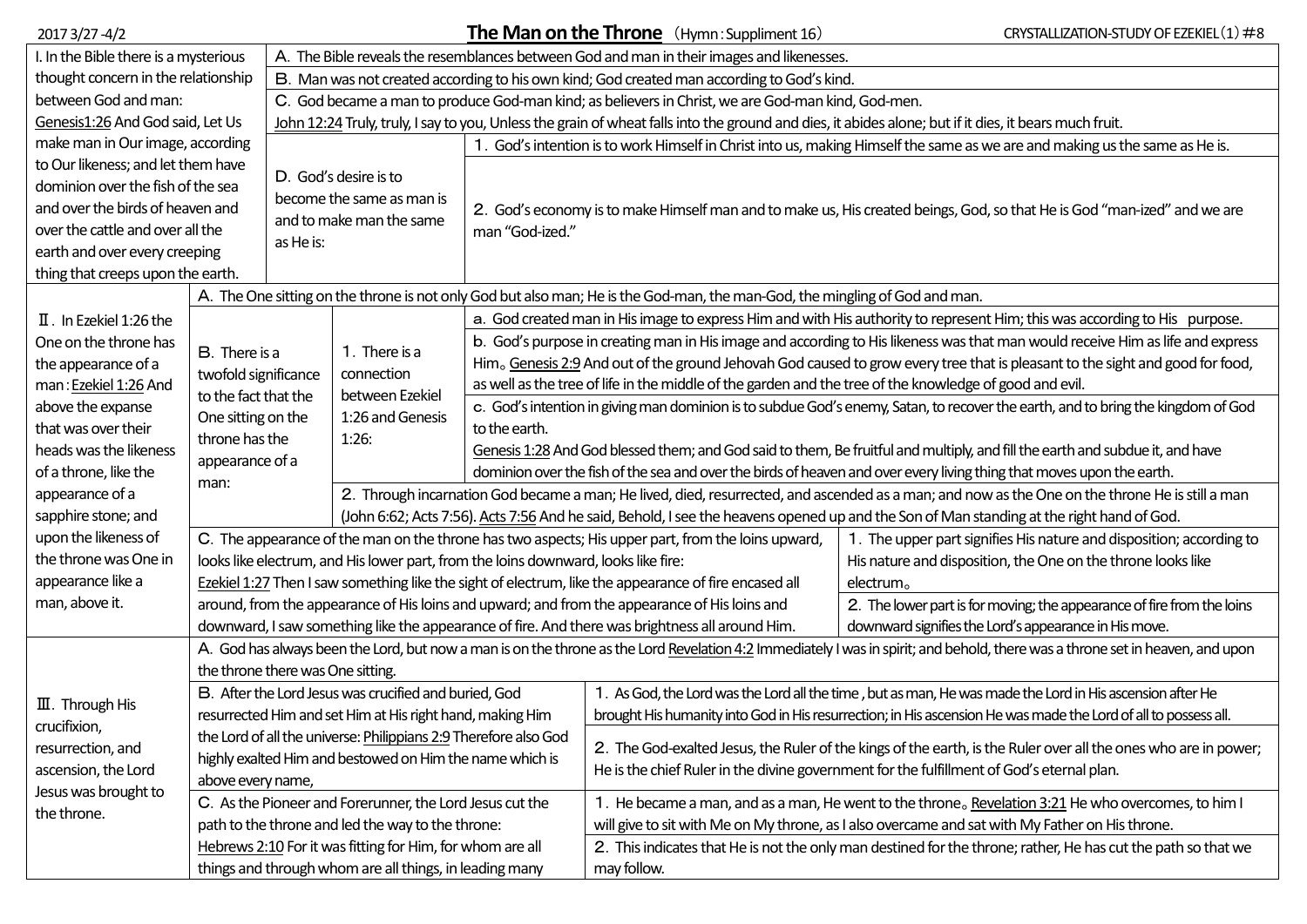2017 3/27 -4/2

# The Man on the Throne （Hymn：Suppliment 16）

CRYSTALLIZATION-STUDY OF EZEKIEL（1）＃8

## I. In the Bible there is a mysterious thought concern in the relationship between God and man:

Genesis1:26 And God said, Let Us make man in Our image, according to Our likeness; and let them have dominion over the fish of the sea and over the birds of heaven and over the cattle and over all the earth and over every creeping thing that creeps upon the earth.

- Ａ. The Bible reveals the resemblances between God and man in their images and likenesses.
- Ｂ. Man was not created according to his own kind; God created man according to God's kind.
- Ｃ. God became a man to produce God-man kind; as believers in Christ, we are God-man kind, God-men.
  John 12:24 Truly, truly, I say to you, Unless the grain of wheat falls into the ground and dies, it abides alone; but if it dies, it bears much fruit.
- Ｄ. God's desire is to become the same as man is and to make man the same as He is:
  1. God's intention is to work Himself in Christ into us, making Himself the same as we are and making us the same as He is.
  2. God's economy is to make Himself man and to make us, His created beings, God, so that He is God "man-ized" and we are man "God-ized."

## Ⅱ. In Ezekiel 1:26 the One on the throne has the appearance of a man：

Ezekiel 1:26 And above the expanse that was over their heads was the likeness of a throne, like the appearance of a sapphire stone; and upon the likeness of the throne was One in appearance like a man, above it.

- Ａ. The One sitting on the throne is not only God but also man; He is the God-man, the man-God, the mingling of God and man.
- Ｂ. There is a twofold significance to the fact that the One sitting on the throne has the appearance of a man:
  1. There is a connection between Ezekiel 1:26 and Genesis 1:26:
     - a. God created man in His image to express Him and with His authority to represent Him; this was according to His purpose.
     - b. God's purpose in creating man in His image and according to His likeness was that man would receive Him as life and express Him。Genesis 2:9 And out of the ground Jehovah God caused to grow every tree that is pleasant to the sight and good for food, as well as the tree of life in the middle of the garden and the tree of the knowledge of good and evil.
     - c. God's intention in giving man dominion is to subdue God's enemy, Satan, to recover the earth, and to bring the kingdom of God to the earth.
       Genesis 1:28 And God blessed them; and God said to them, Be fruitful and multiply, and fill the earth and subdue it, and have dominion over the fish of the sea and over the birds of heaven and over every living thing that moves upon the earth.
  2. Through incarnation God became a man; He lived, died, resurrected, and ascended as a man; and now as the One on the throne He is still a man (John 6:62; Acts 7:56). Acts 7:56 And he said, Behold, I see the heavens opened up and the Son of Man standing at the right hand of God.
- Ｃ. The appearance of the man on the throne has two aspects; His upper part, from the loins upward, looks like electrum, and His lower part, from the loins downward, looks like fire:
  Ezekiel 1:27 Then I saw something like the sight of electrum, like the appearance of fire encased all around, from the appearance of His loins and upward; and from the appearance of His loins and downward, I saw something like the appearance of fire. And there was brightness all around Him.
  1. The upper part signifies His nature and disposition; according to His nature and disposition, the One on the throne looks like electrum。
  2. The lower part is for moving; the appearance of fire from the loins downward signifies the Lord's appearance in His move.

## Ⅲ. Through His crucifixion, resurrection, and ascension, the Lord Jesus was brought to the throne.

- Ａ. God has always been the Lord, but now a man is on the throne as the Lord Revelation 4:2 Immediately I was in spirit; and behold, there was a throne set in heaven, and upon the throne there was One sitting.
- Ｂ. After the Lord Jesus was crucified and buried, God resurrected Him and set Him at His right hand, making Him the Lord of all the universe: Philippians 2:9 Therefore also God highly exalted Him and bestowed on Him the name which is above every name,
  1. As God, the Lord was the Lord all the time , but as man, He was made the Lord in His ascension after He brought His humanity into God in His resurrection; in His ascension He was made the Lord of all to possess all.
  2. The God-exalted Jesus, the Ruler of the kings of the earth, is the Ruler over all the ones who are in power; He is the chief Ruler in the divine government for the fulfillment of God's eternal plan.
- Ｃ. As the Pioneer and Forerunner, the Lord Jesus cut the path to the throne and led the way to the throne:
  Hebrews 2:10 For it was fitting for Him, for whom are all things and through whom are all things, in leading many
  1. He became a man, and as a man, He went to the throne。Revelation 3:21 He who overcomes, to him I will give to sit with Me on My throne, as I also overcame and sat with My Father on His throne.
  2. This indicates that He is not the only man destined for the throne; rather, He has cut the path so that we may follow.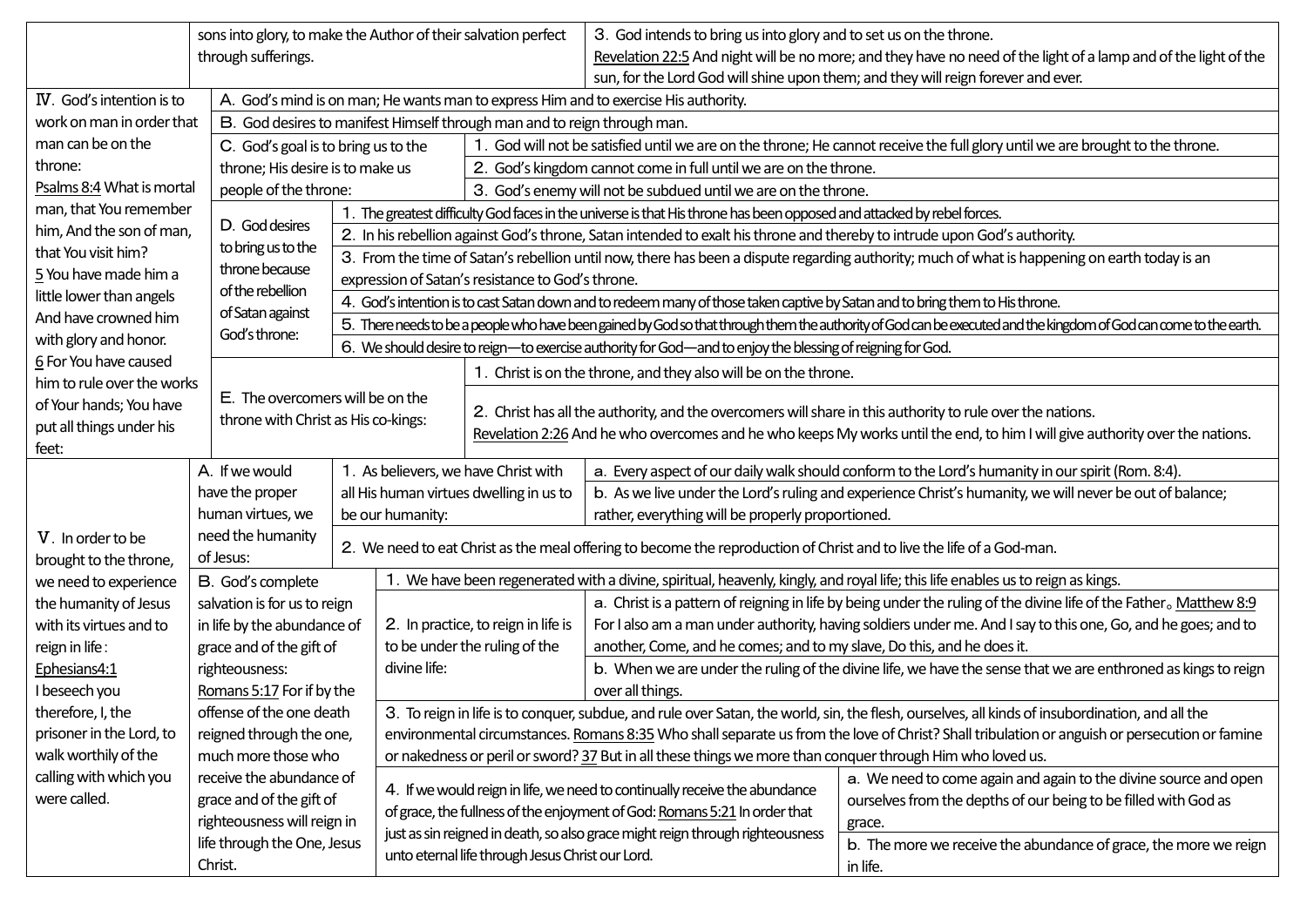| | | | | |
|---|---|---|---|---|
| | sons into glory, to make the Author of their salvation perfect through sufferings. | | 3. God intends to bring us into glory and to set us on the throne. Revelation 22:5 And night will be no more; and they have no need of the light of a lamp and of the light of the sun, for the Lord God will shine upon them; and they will reign forever and ever. | |
| Ⅳ. God's intention is to work on man in order that man can be on the throne: Psalms 8:4 What is mortal man, that You remember him, And the son of man, that You visit him? 5 You have made him a little lower than angels And have crowned him with glory and honor. 6 For You have caused him to rule over the works of Your hands; You have put all things under his feet: | A. God's mind is on man; He wants man to express Him and to exercise His authority. | | | |
| | B. God desires to manifest Himself through man and to reign through man. | | | |
| | C. God's goal is to bring us to the throne; His desire is to make us people of the throne: | 1. God will not be satisfied until we are on the throne; He cannot receive the full glory until we are brought to the throne. | | |
| | | 2. God's kingdom cannot come in full until we are on the throne. | | |
| | | 3. God's enemy will not be subdued until we are on the throne. | | |
| | D. God desires to bring us to the throne because of the rebellion of Satan against God's throne: | 1. The greatest difficulty God faces in the universe is that His throne has been opposed and attacked by rebel forces. | | |
| | | 2. In his rebellion against God's throne, Satan intended to exalt his throne and thereby to intrude upon God's authority. | | |
| | | 3. From the time of Satan's rebellion until now, there has been a dispute regarding authority; much of what is happening on earth today is an expression of Satan's resistance to God's throne. | | |
| | | 4. God's intention is to cast Satan down and to redeem many of those taken captive by Satan and to bring them to His throne. | | |
| | | 5. There needs to be a people who have been gained by God so that through them the authority of God can be executed and the kingdom of God can come to the earth. | | |
| | | 6. We should desire to reign—to exercise authority for God—and to enjoy the blessing of reigning for God. | | |
| | E. The overcomers will be on the throne with Christ as His co-kings: | 1. Christ is on the throne, and they also will be on the throne. | | |
| | | 2. Christ has all the authority, and the overcomers will share in this authority to rule over the nations. Revelation 2:26 And he who overcomes and he who keeps My works until the end, to him I will give authority over the nations. | | |
| Ⅴ. In order to be brought to the throne, we need to experience the humanity of Jesus with its virtues and to reign in life: Ephesians4:1 I beseech you therefore, I, the prisoner in the Lord, to walk worthily of the calling with which you were called. | A. If we would have the proper human virtues, we need the humanity of Jesus: | 1. As believers, we have Christ with all His human virtues dwelling in us to be our humanity: | a. Every aspect of our daily walk should conform to the Lord's humanity in our spirit (Rom. 8:4). | |
| | | | b. As we live under the Lord's ruling and experience Christ's humanity, we will never be out of balance; rather, everything will be properly proportioned. | |
| | | 2. We need to eat Christ as the meal offering to become the reproduction of Christ and to live the life of a God-man. | | |
| | B. God's complete salvation is for us to reign in life by the abundance of grace and of the gift of righteousness: Romans 5:17 For if by the offense of the one death reigned through the one, much more those who receive the abundance of grace and of the gift of righteousness will reign in life through the One, Jesus Christ. | 1. We have been regenerated with a divine, spiritual, heavenly, kingly, and royal life; this life enables us to reign as kings. | | |
| | | 2. In practice, to reign in life is to be under the ruling of the divine life: | a. Christ is a pattern of reigning in life by being under the ruling of the divine life of the Father。Matthew 8:9 For I also am a man under authority, having soldiers under me. And I say to this one, Go, and he goes; and to another, Come, and he comes; and to my slave, Do this, and he does it. | |
| | | | b. When we are under the ruling of the divine life, we have the sense that we are enthroned as kings to reign over all things. | |
| | | 3. To reign in life is to conquer, subdue, and rule over Satan, the world, sin, the flesh, ourselves, all kinds of insubordination, and all the environmental circumstances. Romans 8:35 Who shall separate us from the love of Christ? Shall tribulation or anguish or persecution or famine or nakedness or peril or sword? 37 But in all these things we more than conquer through Him who loved us. | | |
| | | 4. If we would reign in life, we need to continually receive the abundance of grace, the fullness of the enjoyment of God: Romans 5:21 In order that just as sin reigned in death, so also grace might reign through righteousness unto eternal life through Jesus Christ our Lord. | a. We need to come again and again to the divine source and open ourselves from the depths of our being to be filled with God as grace. | |
| | | | b. The more we receive the abundance of grace, the more we reign in life. | |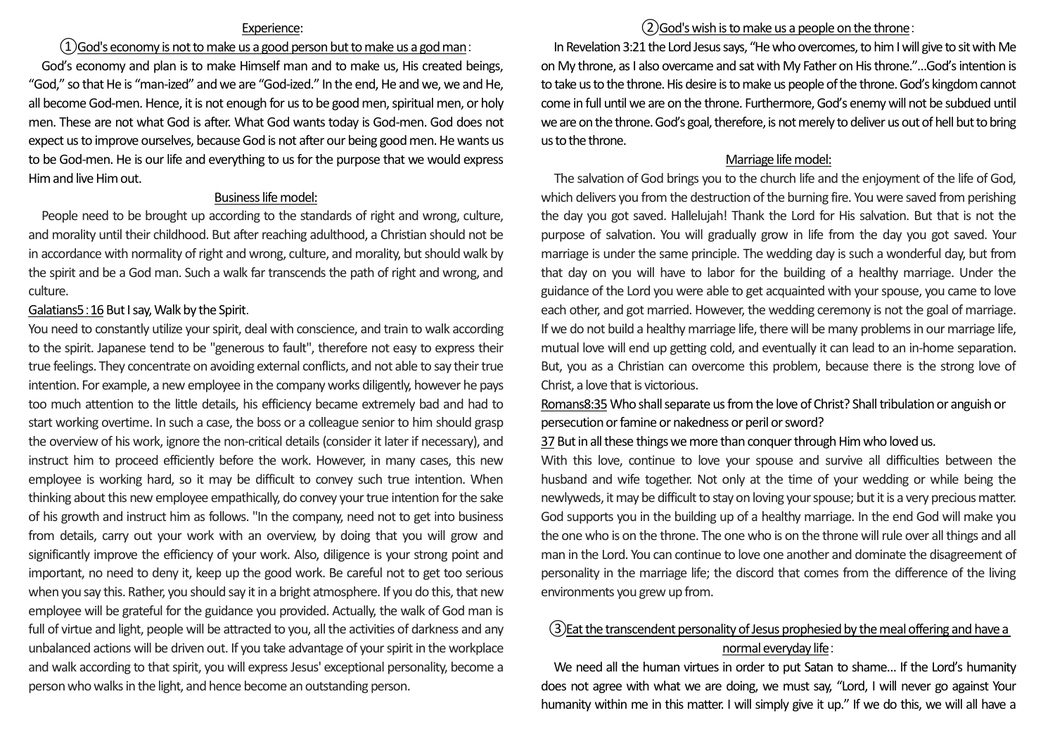<u>Experience</u>:

①<u>God's economy is not to make us a good person but to make us a god man</u>：

God's economy and plan is to make Himself man and to make us, His created beings, "God," so that He is "man-ized" and we are "God-ized." In the end, He and we, we and He, all become God-men. Hence, it is not enough for us to be good men, spiritual men, or holy men. These are not what God is after. What God wants today is God-men. God does not expect us to improve ourselves, because God is not after our being good men. He wants us to be God-men. He is our life and everything to us for the purpose that we would express Him and live Him out.

<u>Business life model:</u>

People need to be brought up according to the standards of right and wrong, culture, and morality until their childhood. But after reaching adulthood, a Christian should not be in accordance with normality of right and wrong, culture, and morality, but should walk by the spirit and be a God man. Such a walk far transcends the path of right and wrong, and culture.

<u>Galatians5：16</u> But I say, Walk by the Spirit.

You need to constantly utilize your spirit, deal with conscience, and train to walk according to the spirit. Japanese tend to be "generous to fault", therefore not easy to express their true feelings. They concentrate on avoiding external conflicts, and not able to say their true intention. For example, a new employee in the company works diligently, however he pays too much attention to the little details, his efficiency became extremely bad and had to start working overtime. In such a case, the boss or a colleague senior to him should grasp the overview of his work, ignore the non-critical details (consider it later if necessary), and instruct him to proceed efficiently before the work. However, in many cases, this new employee is working hard, so it may be difficult to convey such true intention. When thinking about this new employee empathically, do convey your true intention for the sake of his growth and instruct him as follows. "In the company, need not to get into business from details, carry out your work with an overview, by doing that you will grow and significantly improve the efficiency of your work. Also, diligence is your strong point and important, no need to deny it, keep up the good work. Be careful not to get too serious when you say this. Rather, you should say it in a bright atmosphere. If you do this, that new employee will be grateful for the guidance you provided. Actually, the walk of God man is full of virtue and light, people will be attracted to you, all the activities of darkness and any unbalanced actions will be driven out. If you take advantage of your spirit in the workplace and walk according to that spirit, you will express Jesus' exceptional personality, become a person who walks in the light, and hence become an outstanding person.

②<u>God's wish is to make us a people on the throne</u>：

In Revelation 3:21 the Lord Jesus says, "He who overcomes, to him I will give to sit with Me on My throne, as I also overcame and sat with My Father on His throne."...God's intention is to take us to the throne. His desire is to make us people of the throne. God's kingdom cannot come in full until we are on the throne. Furthermore, God's enemy will not be subdued until we are on the throne. God's goal, therefore, is not merely to deliver us out of hell but to bring us to the throne.

<u>Marriage life model:</u>

The salvation of God brings you to the church life and the enjoyment of the life of God, which delivers you from the destruction of the burning fire. You were saved from perishing the day you got saved. Hallelujah! Thank the Lord for His salvation. But that is not the purpose of salvation. You will gradually grow in life from the day you got saved. Your marriage is under the same principle. The wedding day is such a wonderful day, but from that day on you will have to labor for the building of a healthy marriage. Under the guidance of the Lord you were able to get acquainted with your spouse, you came to love each other, and got married. However, the wedding ceremony is not the goal of marriage. If we do not build a healthy marriage life, there will be many problems in our marriage life, mutual love will end up getting cold, and eventually it can lead to an in-home separation. But, you as a Christian can overcome this problem, because there is the strong love of Christ, a love that is victorious.

<u>Romans8:35</u> Who shall separate us from the love of Christ? Shall tribulation or anguish or persecution or famine or nakedness or peril or sword?

<u>37</u> But in all these things we more than conquer through Him who loved us.

With this love, continue to love your spouse and survive all difficulties between the husband and wife together. Not only at the time of your wedding or while being the newlyweds, it may be difficult to stay on loving your spouse; but it is a very precious matter. God supports you in the building up of a healthy marriage. In the end God will make you the one who is on the throne. The one who is on the throne will rule over all things and all man in the Lord. You can continue to love one another and dominate the disagreement of personality in the marriage life; the discord that comes from the difference of the living environments you grew up from.

③<u>Eat the transcendent personality of Jesus prophesied by the meal offering and have a normal everyday life</u>：

We need all the human virtues in order to put Satan to shame... If the Lord's humanity does not agree with what we are doing, we must say, "Lord, I will never go against Your humanity within me in this matter. I will simply give it up." If we do this, we will all have a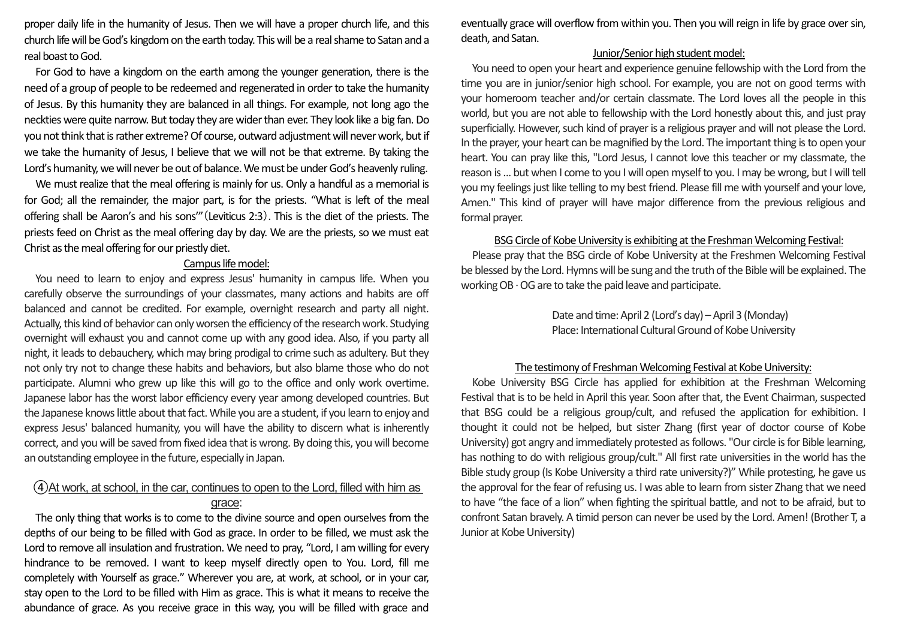proper daily life in the humanity of Jesus. Then we will have a proper church life, and this church life will be God's kingdom on the earth today. This will be a real shame to Satan and a real boast to God.

For God to have a kingdom on the earth among the younger generation, there is the need of a group of people to be redeemed and regenerated in order to take the humanity of Jesus. By this humanity they are balanced in all things. For example, not long ago the neckties were quite narrow. But today they are wider than ever. They look like a big fan. Do you not think that is rather extreme? Of course, outward adjustment will never work, but if we take the humanity of Jesus, I believe that we will not be that extreme. By taking the Lord's humanity, we will never be out of balance. We must be under God's heavenly ruling.

We must realize that the meal offering is mainly for us. Only a handful as a memorial is for God; all the remainder, the major part, is for the priests. "What is left of the meal offering shall be Aaron's and his sons'" (Leviticus 2:3). This is the diet of the priests. The priests feed on Christ as the meal offering day by day. We are the priests, so we must eat Christ as the meal offering for our priestly diet.

Campus life model:

You need to learn to enjoy and express Jesus' humanity in campus life. When you carefully observe the surroundings of your classmates, many actions and habits are off balanced and cannot be credited. For example, overnight research and party all night. Actually, this kind of behavior can only worsen the efficiency of the research work. Studying overnight will exhaust you and cannot come up with any good idea. Also, if you party all night, it leads to debauchery, which may bring prodigal to crime such as adultery. But they not only try not to change these habits and behaviors, but also blame those who do not participate. Alumni who grew up like this will go to the office and only work overtime. Japanese labor has the worst labor efficiency every year among developed countries. But the Japanese knows little about that fact. While you are a student, if you learn to enjoy and express Jesus' balanced humanity, you will have the ability to discern what is inherently correct, and you will be saved from fixed idea that is wrong. By doing this, you will become an outstanding employee in the future, especially in Japan.

## ④At work, at school, in the car, continues to open to the Lord, filled with him as grace:

The only thing that works is to come to the divine source and open ourselves from the depths of our being to be filled with God as grace. In order to be filled, we must ask the Lord to remove all insulation and frustration. We need to pray, "Lord, I am willing for every hindrance to be removed. I want to keep myself directly open to You. Lord, fill me completely with Yourself as grace." Wherever you are, at work, at school, or in your car, stay open to the Lord to be filled with Him as grace. This is what it means to receive the abundance of grace. As you receive grace in this way, you will be filled with grace and eventually grace will overflow from within you. Then you will reign in life by grace over sin, death, and Satan.

Junior/Senior high student model:

You need to open your heart and experience genuine fellowship with the Lord from the time you are in junior/senior high school. For example, you are not on good terms with your homeroom teacher and/or certain classmate. The Lord loves all the people in this world, but you are not able to fellowship with the Lord honestly about this, and just pray superficially. However, such kind of prayer is a religious prayer and will not please the Lord. In the prayer, your heart can be magnified by the Lord. The important thing is to open your heart. You can pray like this, "Lord Jesus, I cannot love this teacher or my classmate, the reason is ... but when I come to you I will open myself to you. I may be wrong, but I will tell you my feelings just like telling to my best friend. Please fill me with yourself and your love, Amen." This kind of prayer will have major difference from the previous religious and formal prayer.

BSG Circle of Kobe University is exhibiting at the Freshman Welcoming Festival:

Please pray that the BSG circle of Kobe University at the Freshmen Welcoming Festival be blessed by the Lord. Hymns will be sung and the truth of the Bible will be explained. The working OB · OG are to take the paid leave and participate.

Date and time: April 2 (Lord's day) – April 3 (Monday)
Place: International Cultural Ground of Kobe University

The testimony of Freshman Welcoming Festival at Kobe University:

Kobe University BSG Circle has applied for exhibition at the Freshman Welcoming Festival that is to be held in April this year. Soon after that, the Event Chairman, suspected that BSG could be a religious group/cult, and refused the application for exhibition. I thought it could not be helped, but sister Zhang (first year of doctor course of Kobe University) got angry and immediately protested as follows. "Our circle is for Bible learning, has nothing to do with religious group/cult." All first rate universities in the world has the Bible study group (Is Kobe University a third rate university?)" While protesting, he gave us the approval for the fear of refusing us. I was able to learn from sister Zhang that we need to have "the face of a lion" when fighting the spiritual battle, and not to be afraid, but to confront Satan bravely. A timid person can never be used by the Lord. Amen! (Brother T, a Junior at Kobe University)